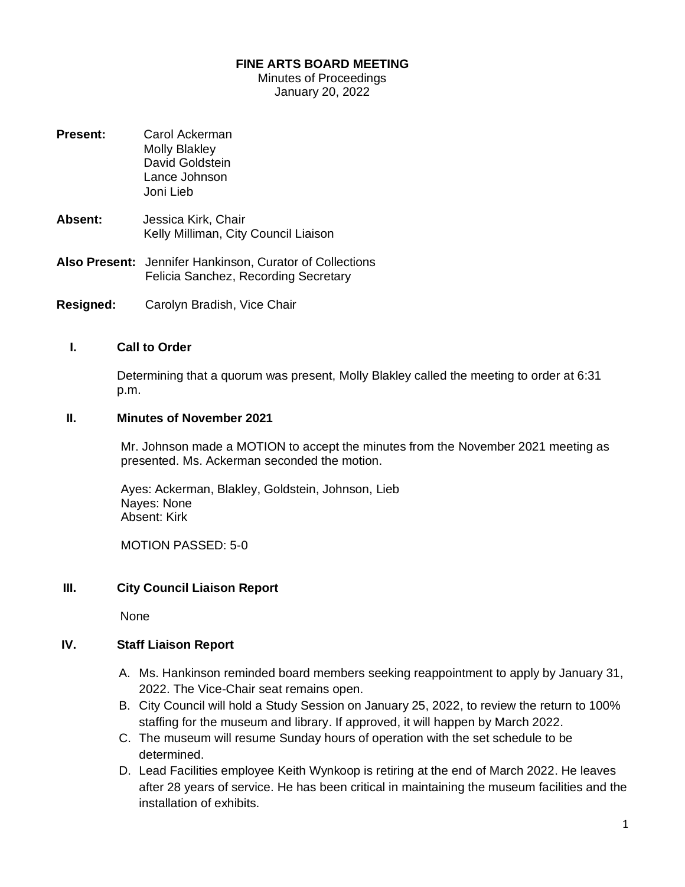**FINE ARTS BOARD MEETING**

Minutes of Proceedings

January 20, 2022

**Present:** Carol Ackerman
Molly Blakley
David Goldstein
Lance Johnson
Joni Lieb

**Absent:** Jessica Kirk, Chair
Kelly Milliman, City Council Liaison

**Also Present:** Jennifer Hankinson, Curator of Collections
Felicia Sanchez, Recording Secretary

**Resigned:** Carolyn Bradish, Vice Chair

## I. Call to Order

Determining that a quorum was present, Molly Blakley called the meeting to order at 6:31 p.m.

## II. Minutes of November 2021

Mr. Johnson made a MOTION to accept the minutes from the November 2021 meeting as presented. Ms. Ackerman seconded the motion.

Ayes: Ackerman, Blakley, Goldstein, Johnson, Lieb
Nayes: None
Absent: Kirk

MOTION PASSED: 5-0

## III. City Council Liaison Report

None

## IV. Staff Liaison Report

A. Ms. Hankinson reminded board members seeking reappointment to apply by January 31, 2022. The Vice-Chair seat remains open.

B. City Council will hold a Study Session on January 25, 2022, to review the return to 100% staffing for the museum and library. If approved, it will happen by March 2022.

C. The museum will resume Sunday hours of operation with the set schedule to be determined.

D. Lead Facilities employee Keith Wynkoop is retiring at the end of March 2022. He leaves after 28 years of service. He has been critical in maintaining the museum facilities and the installation of exhibits.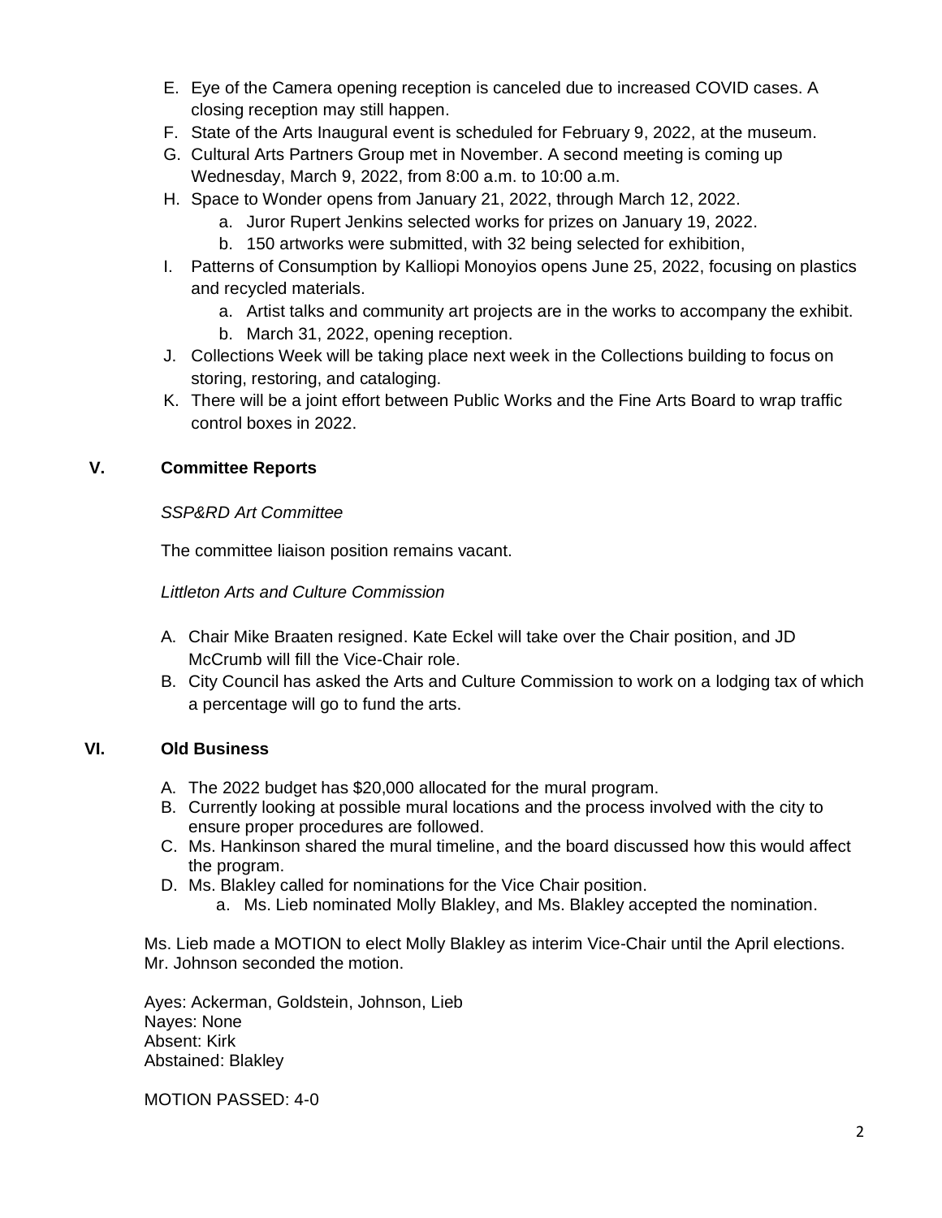E. Eye of the Camera opening reception is canceled due to increased COVID cases. A closing reception may still happen.
F. State of the Arts Inaugural event is scheduled for February 9, 2022, at the museum.
G. Cultural Arts Partners Group met in November. A second meeting is coming up Wednesday, March 9, 2022, from 8:00 a.m. to 10:00 a.m.
H. Space to Wonder opens from January 21, 2022, through March 12, 2022.
    a. Juror Rupert Jenkins selected works for prizes on January 19, 2022.
    b. 150 artworks were submitted, with 32 being selected for exhibition,
I. Patterns of Consumption by Kalliopi Monoyios opens June 25, 2022, focusing on plastics and recycled materials.
    a. Artist talks and community art projects are in the works to accompany the exhibit.
    b. March 31, 2022, opening reception.
J. Collections Week will be taking place next week in the Collections building to focus on storing, restoring, and cataloging.
K. There will be a joint effort between Public Works and the Fine Arts Board to wrap traffic control boxes in 2022.

## V. Committee Reports

*SSP&RD Art Committee*

The committee liaison position remains vacant.

*Littleton Arts and Culture Commission*

A. Chair Mike Braaten resigned. Kate Eckel will take over the Chair position, and JD McCrumb will fill the Vice-Chair role.
B. City Council has asked the Arts and Culture Commission to work on a lodging tax of which a percentage will go to fund the arts.

## VI. Old Business

A. The 2022 budget has $20,000 allocated for the mural program.
B. Currently looking at possible mural locations and the process involved with the city to ensure proper procedures are followed.
C. Ms. Hankinson shared the mural timeline, and the board discussed how this would affect the program.
D. Ms. Blakley called for nominations for the Vice Chair position.
    a. Ms. Lieb nominated Molly Blakley, and Ms. Blakley accepted the nomination.

Ms. Lieb made a MOTION to elect Molly Blakley as interim Vice-Chair until the April elections. Mr. Johnson seconded the motion.

Ayes: Ackerman, Goldstein, Johnson, Lieb
Nayes: None
Absent: Kirk
Abstained: Blakley

MOTION PASSED: 4-0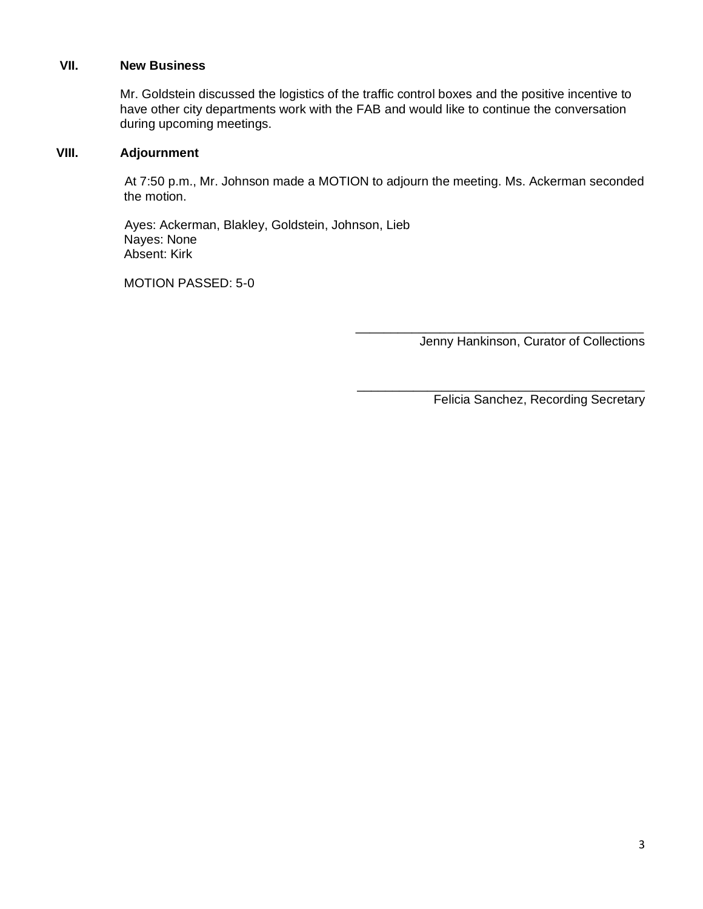## VII. New Business

Mr. Goldstein discussed the logistics of the traffic control boxes and the positive incentive to have other city departments work with the FAB and would like to continue the conversation during upcoming meetings.

## VIII. Adjournment

At 7:50 p.m., Mr. Johnson made a MOTION to adjourn the meeting. Ms. Ackerman seconded the motion.

Ayes: Ackerman, Blakley, Goldstein, Johnson, Lieb
Nayes: None
Absent: Kirk

MOTION PASSED: 5-0

\_\_\_\_\_\_\_\_\_\_\_\_\_\_\_\_\_\_\_\_\_\_\_\_\_\_\_\_\_\_\_\_\_\_\_\_\_\_\_\_
Jenny Hankinson, Curator of Collections

\_\_\_\_\_\_\_\_\_\_\_\_\_\_\_\_\_\_\_\_\_\_\_\_\_\_\_\_\_\_\_\_\_\_\_\_\_\_\_\_
Felicia Sanchez, Recording Secretary